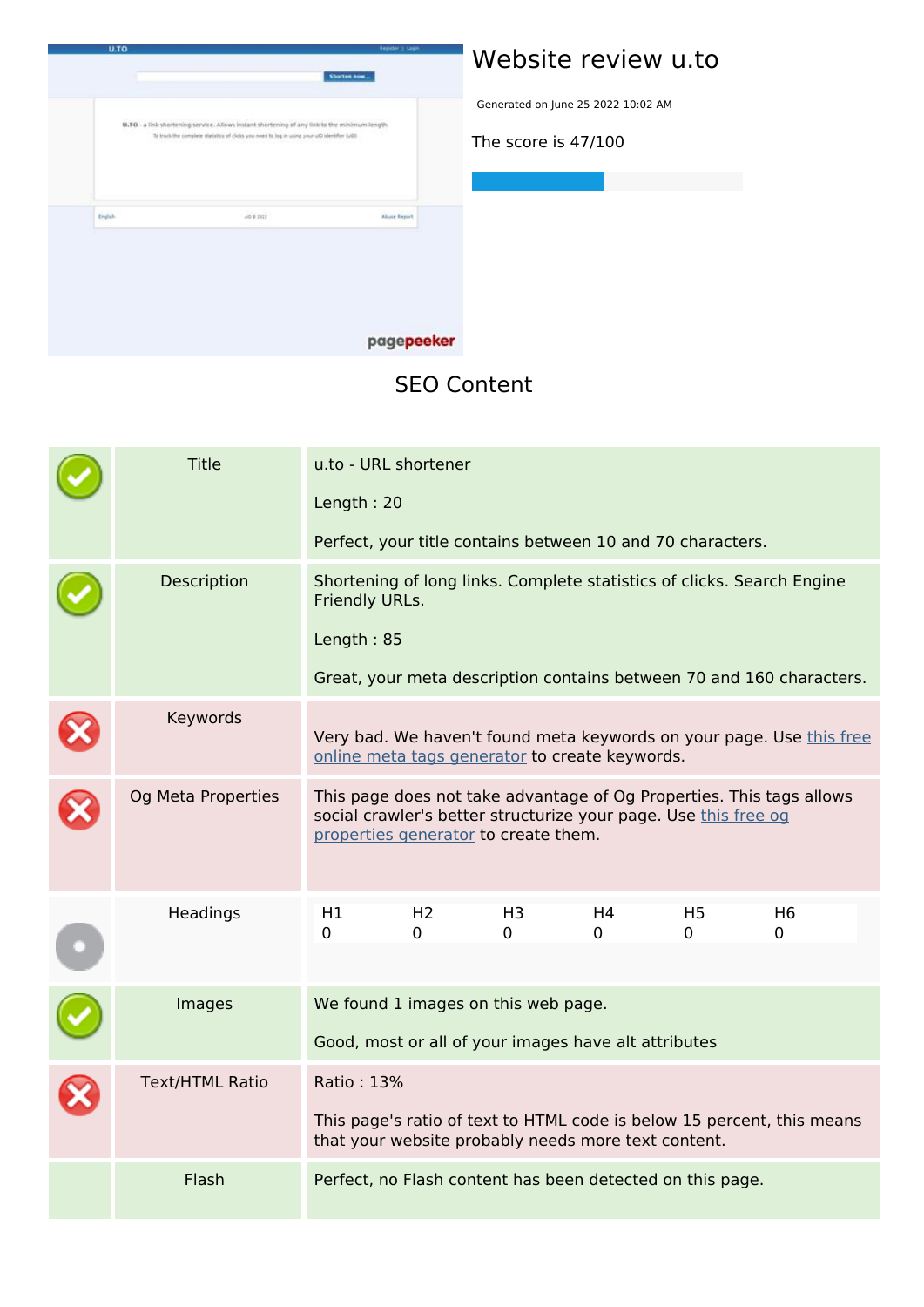# Website review u.to

Generated on June 25 2022 10:02 AM

The score is 47/100

## SEO Content

| | | |
|---|---|---|
| ✓ | Title | u.to - URL shortener<br><br>Length : 20<br><br>Perfect, your title contains between 10 and 70 characters. |
| ✓ | Description | Shortening of long links. Complete statistics of clicks. Search Engine Friendly URLs.<br><br>Length : 85<br><br>Great, your meta description contains between 70 and 160 characters. |
| ✗ | Keywords | Very bad. We haven't found meta keywords on your page. Use this free online meta tags generator to create keywords. |
| ✗ | Og Meta Properties | This page does not take advantage of Og Properties. This tags allows social crawler's better structurize your page. Use this free og properties generator to create them. |
| ● | Headings | H1 0 &nbsp; H2 0 &nbsp; H3 0 &nbsp; H4 0 &nbsp; H5 0 &nbsp; H6 0 |
| ✓ | Images | We found 1 images on this web page.<br><br>Good, most or all of your images have alt attributes |
| ✗ | Text/HTML Ratio | Ratio : 13%<br><br>This page's ratio of text to HTML code is below 15 percent, this means that your website probably needs more text content. |
| | Flash | Perfect, no Flash content has been detected on this page. |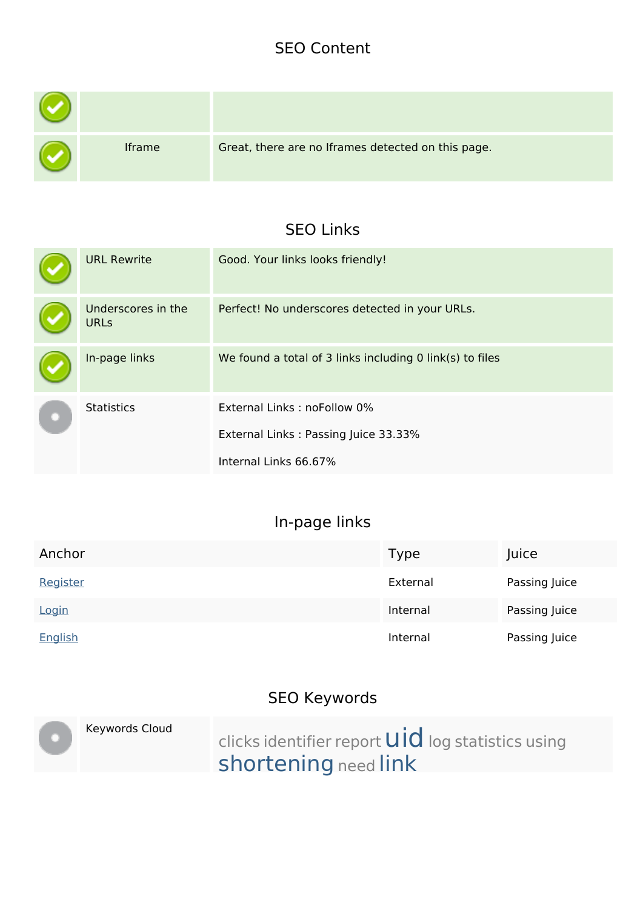## SEO Content

| | | |
|---|---|---|
| | | |
| | Iframe | Great, there are no Iframes detected on this page. |

## SEO Links

| | | |
|---|---|---|
| | URL Rewrite | Good. Your links looks friendly! |
| | Underscores in the URLs | Perfect! No underscores detected in your URLs. |
| | In-page links | We found a total of 3 links including 0 link(s) to files |
| | Statistics | External Links : noFollow 0%<br><br>External Links : Passing Juice 33.33%<br><br>Internal Links 66.67% |

## In-page links

| Anchor | Type | Juice |
|---|---|---|
| Register | External | Passing Juice |
| Login | Internal | Passing Juice |
| English | Internal | Passing Juice |

## SEO Keywords

| | | |
|---|---|---|
| | Keywords Cloud | clicks identifier report uid log statistics using shortening need link |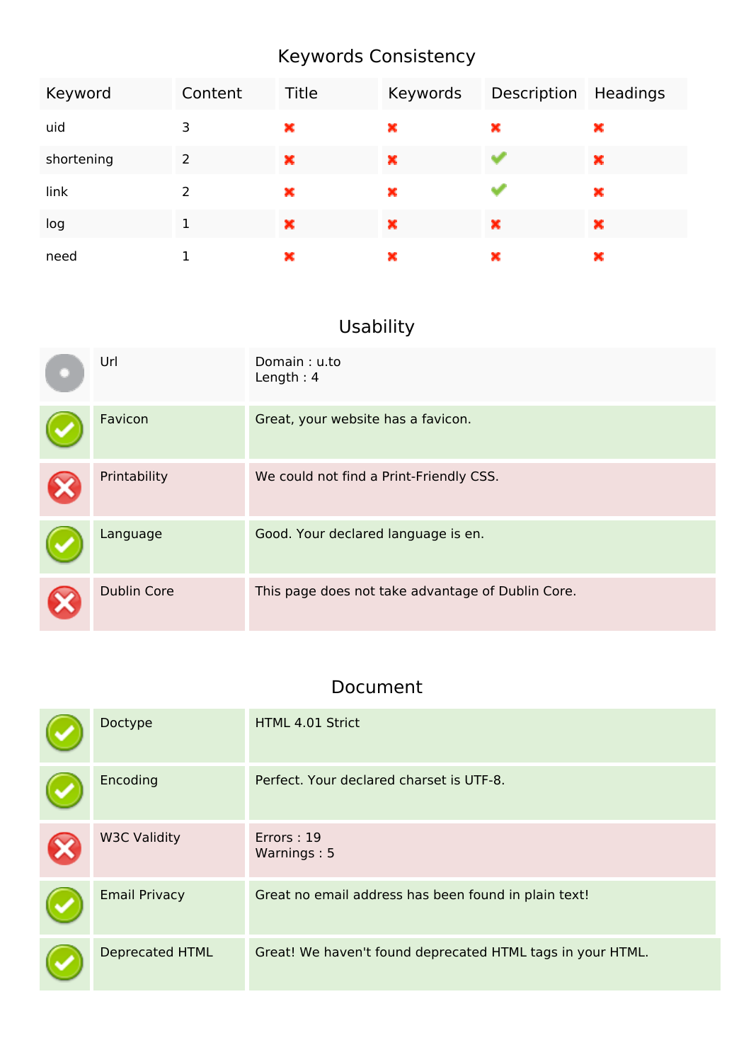## Keywords Consistency

| Keyword | Content | Title | Keywords | Description | Headings |
|---|---|---|---|---|---|
| uid | 3 | ✖ | ✖ | ✖ | ✖ |
| shortening | 2 | ✖ | ✖ | ✔ | ✖ |
| link | 2 | ✖ | ✖ | ✔ | ✖ |
| log | 1 | ✖ | ✖ | ✖ | ✖ |
| need | 1 | ✖ | ✖ | ✖ | ✖ |

## Usability

| | | |
|---|---|---|
| | Url | Domain : u.to<br>Length : 4 |
| ✔ | Favicon | Great, your website has a favicon. |
| ✖ | Printability | We could not find a Print-Friendly CSS. |
| ✔ | Language | Good. Your declared language is en. |
| ✖ | Dublin Core | This page does not take advantage of Dublin Core. |

## Document

| | | |
|---|---|---|
| ✔ | Doctype | HTML 4.01 Strict |
| ✔ | Encoding | Perfect. Your declared charset is UTF-8. |
| ✖ | W3C Validity | Errors : 19<br>Warnings : 5 |
| ✔ | Email Privacy | Great no email address has been found in plain text! |
| ✔ | Deprecated HTML | Great! We haven't found deprecated HTML tags in your HTML. |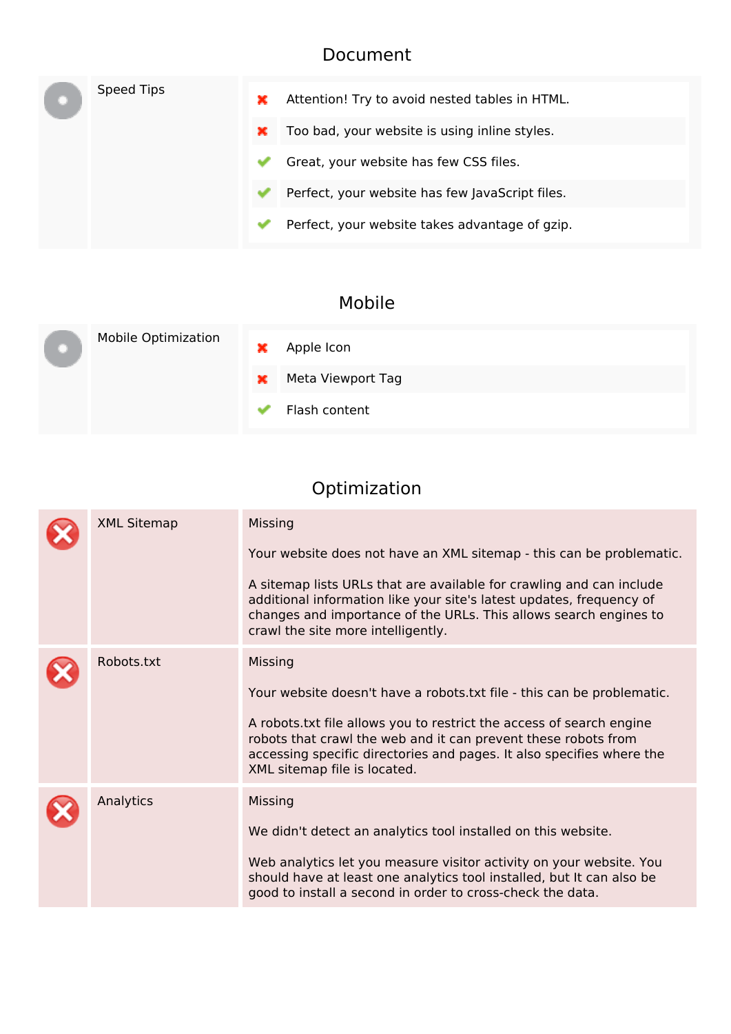## Document

| | | |
|---|---|---|
| | Speed Tips | ✖ Attention! Try to avoid nested tables in HTML.<br>✖ Too bad, your website is using inline styles.<br>✔ Great, your website has few CSS files.<br>✔ Perfect, your website has few JavaScript files.<br>✔ Perfect, your website takes advantage of gzip. |

## Mobile

| | | |
|---|---|---|
| | Mobile Optimization | ✖ Apple Icon<br>✖ Meta Viewport Tag<br>✔ Flash content |

## Optimization

| | | |
|---|---|---|
| | XML Sitemap | Missing<br><br>Your website does not have an XML sitemap - this can be problematic.<br><br>A sitemap lists URLs that are available for crawling and can include additional information like your site's latest updates, frequency of changes and importance of the URLs. This allows search engines to crawl the site more intelligently. |
| | Robots.txt | Missing<br><br>Your website doesn't have a robots.txt file - this can be problematic.<br><br>A robots.txt file allows you to restrict the access of search engine robots that crawl the web and it can prevent these robots from accessing specific directories and pages. It also specifies where the XML sitemap file is located. |
| | Analytics | Missing<br><br>We didn't detect an analytics tool installed on this website.<br><br>Web analytics let you measure visitor activity on your website. You should have at least one analytics tool installed, but It can also be good to install a second in order to cross-check the data. |